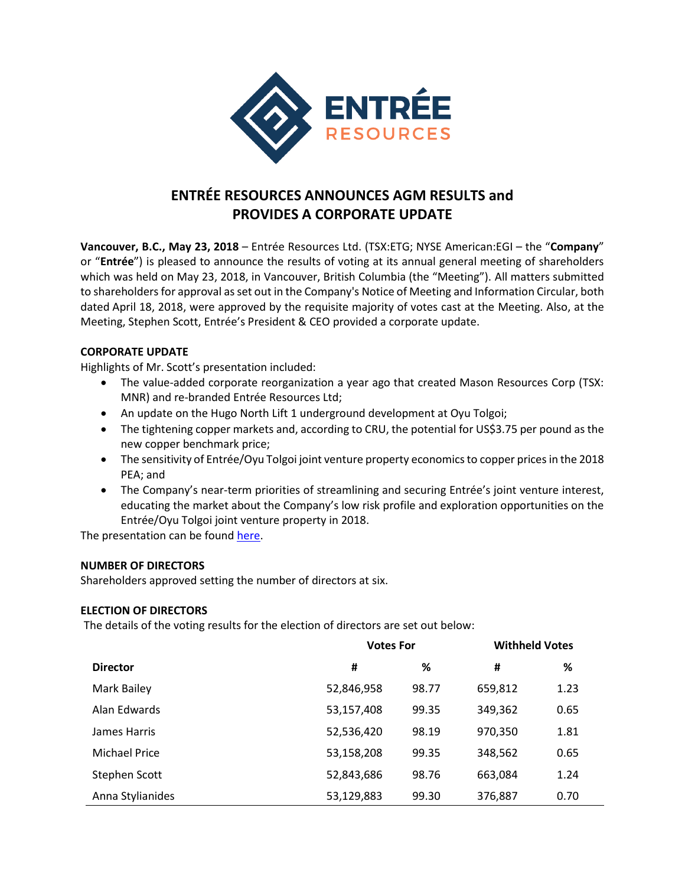# ENTRÉE RESOURCES ANNOUNCES AGM RESULTS and PROVIDES A CORPORATE UPDATE

**Vancouver, B.C., May 23, 2018** – Entrée Resources Ltd. (TSX:ETG; NYSE American:EGI – the "**Company**" or "**Entrée**") is pleased to announce the results of voting at its annual general meeting of shareholders which was held on May 23, 2018, in Vancouver, British Columbia (the "Meeting"). All matters submitted to shareholders for approval as set out in the Company's Notice of Meeting and Information Circular, both dated April 18, 2018, were approved by the requisite majority of votes cast at the Meeting. Also, at the Meeting, Stephen Scott, Entrée's President & CEO provided a corporate update.

## CORPORATE UPDATE

Highlights of Mr. Scott's presentation included:

- The value-added corporate reorganization a year ago that created Mason Resources Corp (TSX: MNR) and re-branded Entrée Resources Ltd;
- An update on the Hugo North Lift 1 underground development at Oyu Tolgoi;
- The tightening copper markets and, according to CRU, the potential for US$3.75 per pound as the new copper benchmark price;
- The sensitivity of Entrée/Oyu Tolgoi joint venture property economics to copper prices in the 2018 PEA; and
- The Company's near-term priorities of streamlining and securing Entrée's joint venture interest, educating the market about the Company's low risk profile and exploration opportunities on the Entrée/Oyu Tolgoi joint venture property in 2018.

The presentation can be found here.

## NUMBER OF DIRECTORS

Shareholders approved setting the number of directors at six.

## ELECTION OF DIRECTORS

The details of the voting results for the election of directors are set out below:

| | Votes For | | Withheld Votes | |
|---|---|---|---|---|
| **Director** | **#** | **%** | **#** | **%** |
| Mark Bailey | 52,846,958 | 98.77 | 659,812 | 1.23 |
| Alan Edwards | 53,157,408 | 99.35 | 349,362 | 0.65 |
| James Harris | 52,536,420 | 98.19 | 970,350 | 1.81 |
| Michael Price | 53,158,208 | 99.35 | 348,562 | 0.65 |
| Stephen Scott | 52,843,686 | 98.76 | 663,084 | 1.24 |
| Anna Stylianides | 53,129,883 | 99.30 | 376,887 | 0.70 |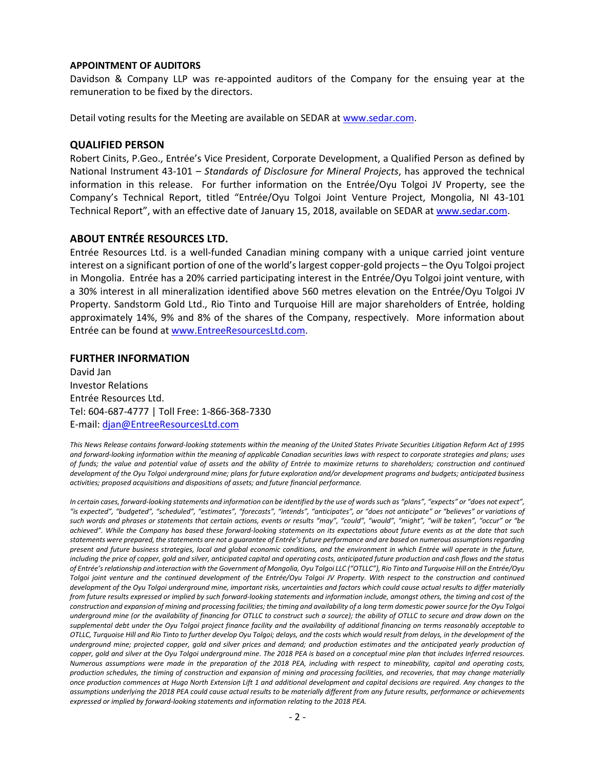**APPOINTMENT OF AUDITORS**

Davidson & Company LLP was re-appointed auditors of the Company for the ensuing year at the remuneration to be fixed by the directors.

Detail voting results for the Meeting are available on SEDAR at www.sedar.com.

## QUALIFIED PERSON

Robert Cinits, P.Geo., Entrée's Vice President, Corporate Development, a Qualified Person as defined by National Instrument 43-101 – *Standards of Disclosure for Mineral Projects*, has approved the technical information in this release. For further information on the Entrée/Oyu Tolgoi JV Property, see the Company's Technical Report, titled "Entrée/Oyu Tolgoi Joint Venture Project, Mongolia, NI 43-101 Technical Report", with an effective date of January 15, 2018, available on SEDAR at www.sedar.com.

## ABOUT ENTRÉE RESOURCES LTD.

Entrée Resources Ltd. is a well-funded Canadian mining company with a unique carried joint venture interest on a significant portion of one of the world's largest copper-gold projects – the Oyu Tolgoi project in Mongolia. Entrée has a 20% carried participating interest in the Entrée/Oyu Tolgoi joint venture, with a 30% interest in all mineralization identified above 560 metres elevation on the Entrée/Oyu Tolgoi JV Property. Sandstorm Gold Ltd., Rio Tinto and Turquoise Hill are major shareholders of Entrée, holding approximately 14%, 9% and 8% of the shares of the Company, respectively. More information about Entrée can be found at www.EntreeResourcesLtd.com.

## FURTHER INFORMATION

David Jan
Investor Relations
Entrée Resources Ltd.
Tel: 604-687-4777 | Toll Free: 1-866-368-7330
E-mail: djan@EntreeResourcesLtd.com

*This News Release contains forward-looking statements within the meaning of the United States Private Securities Litigation Reform Act of 1995 and forward-looking information within the meaning of applicable Canadian securities laws with respect to corporate strategies and plans; uses of funds; the value and potential value of assets and the ability of Entrée to maximize returns to shareholders; construction and continued development of the Oyu Tolgoi underground mine; plans for future exploration and/or development programs and budgets; anticipated business activities; proposed acquisitions and dispositions of assets; and future financial performance.*

*In certain cases, forward-looking statements and information can be identified by the use of words such as "plans", "expects" or "does not expect", "is expected", "budgeted", "scheduled", "estimates", "forecasts", "intends", "anticipates", or "does not anticipate" or "believes" or variations of such words and phrases or statements that certain actions, events or results "may", "could", "would", "might", "will be taken", "occur" or "be achieved". While the Company has based these forward-looking statements on its expectations about future events as at the date that such statements were prepared, the statements are not a guarantee of Entrée's future performance and are based on numerous assumptions regarding present and future business strategies, local and global economic conditions, and the environment in which Entrée will operate in the future, including the price of copper, gold and silver, anticipated capital and operating costs, anticipated future production and cash flows and the status of Entrée's relationship and interaction with the Government of Mongolia, Oyu Tolgoi LLC ("OTLLC"), Rio Tinto and Turquoise Hill on the Entrée/Oyu Tolgoi joint venture and the continued development of the Entrée/Oyu Tolgoi JV Property. With respect to the construction and continued development of the Oyu Tolgoi underground mine, important risks, uncertainties and factors which could cause actual results to differ materially from future results expressed or implied by such forward-looking statements and information include, amongst others, the timing and cost of the construction and expansion of mining and processing facilities; the timing and availability of a long term domestic power source for the Oyu Tolgoi underground mine (or the availability of financing for OTLLC to construct such a source); the ability of OTLLC to secure and draw down on the supplemental debt under the Oyu Tolgoi project finance facility and the availability of additional financing on terms reasonably acceptable to OTLLC, Turquoise Hill and Rio Tinto to further develop Oyu Tolgoi; delays, and the costs which would result from delays, in the development of the underground mine; projected copper, gold and silver prices and demand; and production estimates and the anticipated yearly production of copper, gold and silver at the Oyu Tolgoi underground mine. The 2018 PEA is based on a conceptual mine plan that includes Inferred resources. Numerous assumptions were made in the preparation of the 2018 PEA, including with respect to mineability, capital and operating costs, production schedules, the timing of construction and expansion of mining and processing facilities, and recoveries, that may change materially once production commences at Hugo North Extension Lift 1 and additional development and capital decisions are required. Any changes to the assumptions underlying the 2018 PEA could cause actual results to be materially different from any future results, performance or achievements expressed or implied by forward-looking statements and information relating to the 2018 PEA.*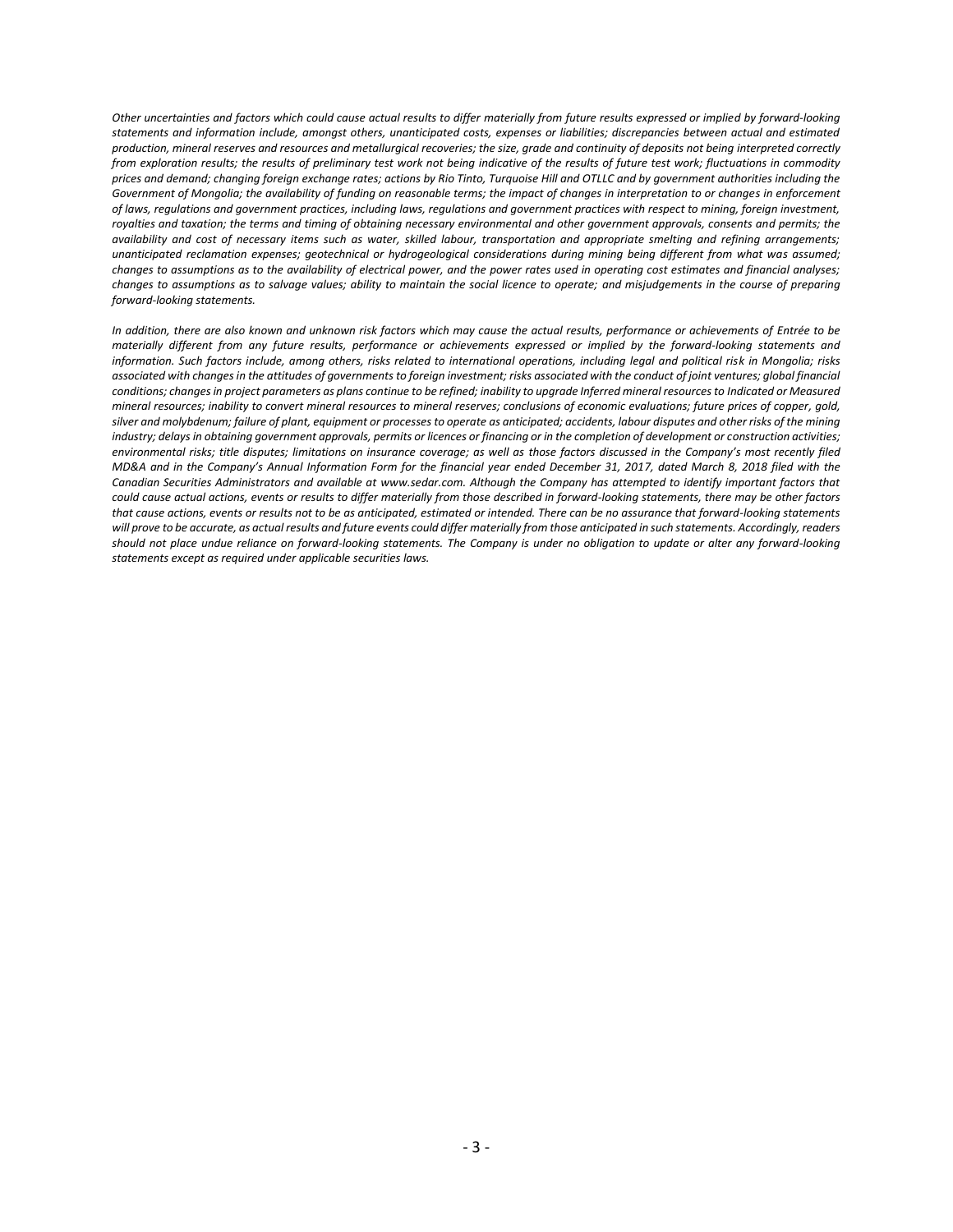*Other uncertainties and factors which could cause actual results to differ materially from future results expressed or implied by forward-looking statements and information include, amongst others, unanticipated costs, expenses or liabilities; discrepancies between actual and estimated production, mineral reserves and resources and metallurgical recoveries; the size, grade and continuity of deposits not being interpreted correctly from exploration results; the results of preliminary test work not being indicative of the results of future test work; fluctuations in commodity prices and demand; changing foreign exchange rates; actions by Rio Tinto, Turquoise Hill and OTLLC and by government authorities including the Government of Mongolia; the availability of funding on reasonable terms; the impact of changes in interpretation to or changes in enforcement of laws, regulations and government practices, including laws, regulations and government practices with respect to mining, foreign investment, royalties and taxation; the terms and timing of obtaining necessary environmental and other government approvals, consents and permits; the availability and cost of necessary items such as water, skilled labour, transportation and appropriate smelting and refining arrangements; unanticipated reclamation expenses; geotechnical or hydrogeological considerations during mining being different from what was assumed; changes to assumptions as to the availability of electrical power, and the power rates used in operating cost estimates and financial analyses; changes to assumptions as to salvage values; ability to maintain the social licence to operate; and misjudgements in the course of preparing forward-looking statements.*

*In addition, there are also known and unknown risk factors which may cause the actual results, performance or achievements of Entrée to be materially different from any future results, performance or achievements expressed or implied by the forward-looking statements and information. Such factors include, among others, risks related to international operations, including legal and political risk in Mongolia; risks associated with changes in the attitudes of governments to foreign investment; risks associated with the conduct of joint ventures; global financial conditions; changes in project parameters as plans continue to be refined; inability to upgrade Inferred mineral resources to Indicated or Measured mineral resources; inability to convert mineral resources to mineral reserves; conclusions of economic evaluations; future prices of copper, gold, silver and molybdenum; failure of plant, equipment or processes to operate as anticipated; accidents, labour disputes and other risks of the mining industry; delays in obtaining government approvals, permits or licences or financing or in the completion of development or construction activities; environmental risks; title disputes; limitations on insurance coverage; as well as those factors discussed in the Company's most recently filed MD&A and in the Company's Annual Information Form for the financial year ended December 31, 2017, dated March 8, 2018 filed with the Canadian Securities Administrators and available at www.sedar.com. Although the Company has attempted to identify important factors that could cause actual actions, events or results to differ materially from those described in forward-looking statements, there may be other factors that cause actions, events or results not to be as anticipated, estimated or intended. There can be no assurance that forward-looking statements will prove to be accurate, as actual results and future events could differ materially from those anticipated in such statements. Accordingly, readers should not place undue reliance on forward-looking statements. The Company is under no obligation to update or alter any forward-looking statements except as required under applicable securities laws.*